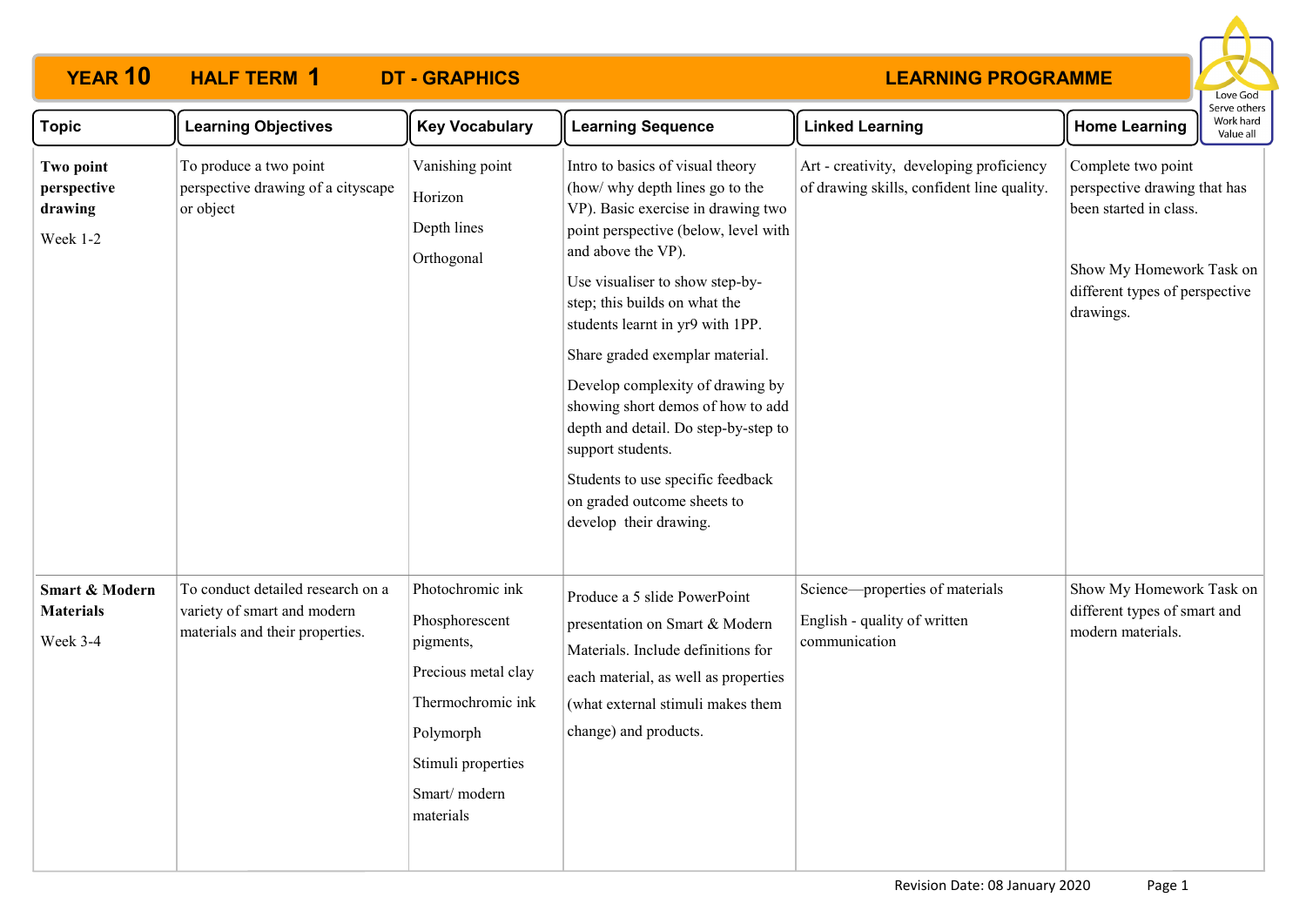# YEAR 10 HALF TERM 1 DT - GRAPHICS LEARNING PROGRAMME

Love God
Serve others
Work hard
Value all

| Topic | Learning Objectives | Key Vocabulary | Learning Sequence | Linked Learning | Home Learning |
|---|---|---|---|---|---|
| **Two point perspective drawing**<br><br>Week 1-2 | To produce a two point perspective drawing of a cityscape or object | Vanishing point<br><br>Horizon<br><br>Depth lines<br><br>Orthogonal | Intro to basics of visual theory (how/ why depth lines go to the VP). Basic exercise in drawing two point perspective (below, level with and above the VP).<br><br>Use visualiser to show step-by-step; this builds on what the students learnt in yr9 with 1PP.<br><br>Share graded exemplar material.<br><br>Develop complexity of drawing by showing short demos of how to add depth and detail. Do step-by-step to support students.<br><br>Students to use specific feedback on graded outcome sheets to develop their drawing. | Art - creativity, developing proficiency of drawing skills, confident line quality. | Complete two point perspective drawing that has been started in class.<br><br>Show My Homework Task on different types of perspective drawings. |
| **Smart & Modern Materials**<br><br>Week 3-4 | To conduct detailed research on a variety of smart and modern materials and their properties. | Photochromic ink<br><br>Phosphorescent pigments,<br><br>Precious metal clay<br><br>Thermochromic ink<br><br>Polymorph<br><br>Stimuli properties<br><br>Smart/ modern materials | Produce a 5 slide PowerPoint presentation on Smart & Modern Materials. Include definitions for each material, as well as properties (what external stimuli makes them change) and products. | Science—properties of materials<br><br>English - quality of written communication | Show My Homework Task on different types of smart and modern materials. |

Revision Date: 08 January 2020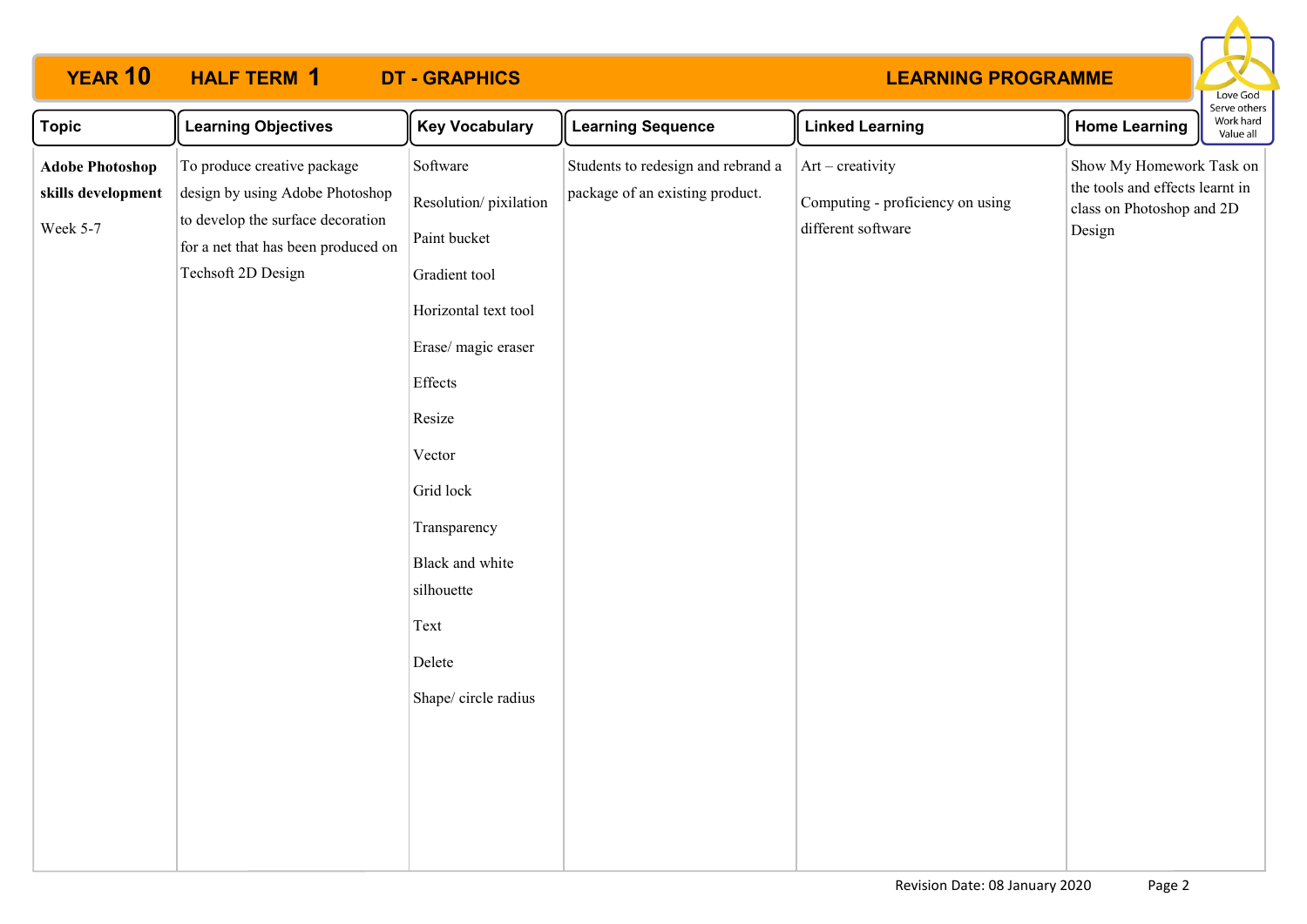**YEAR 10 HALF TERM 1 DT - GRAPHICS LEARNING PROGRAMME**

Love God
Serve others
Work hard
Value all

| Topic | Learning Objectives | Key Vocabulary | Learning Sequence | Linked Learning | Home Learning |
|---|---|---|---|---|---|
| **Adobe Photoshop skills development**<br><br>Week 5-7 | To produce creative package design by using Adobe Photoshop to develop the surface decoration for a net that has been produced on Techsoft 2D Design | Software<br><br>Resolution/ pixilation<br><br>Paint bucket<br><br>Gradient tool<br><br>Horizontal text tool<br><br>Erase/ magic eraser<br><br>Effects<br><br>Resize<br><br>Vector<br><br>Grid lock<br><br>Transparency<br><br>Black and white silhouette<br><br>Text<br><br>Delete<br><br>Shape/ circle radius | Students to redesign and rebrand a package of an existing product. | Art – creativity<br><br>Computing - proficiency on using different software | Show My Homework Task on the tools and effects learnt in class on Photoshop and 2D Design |

Revision Date: 08 January 2020